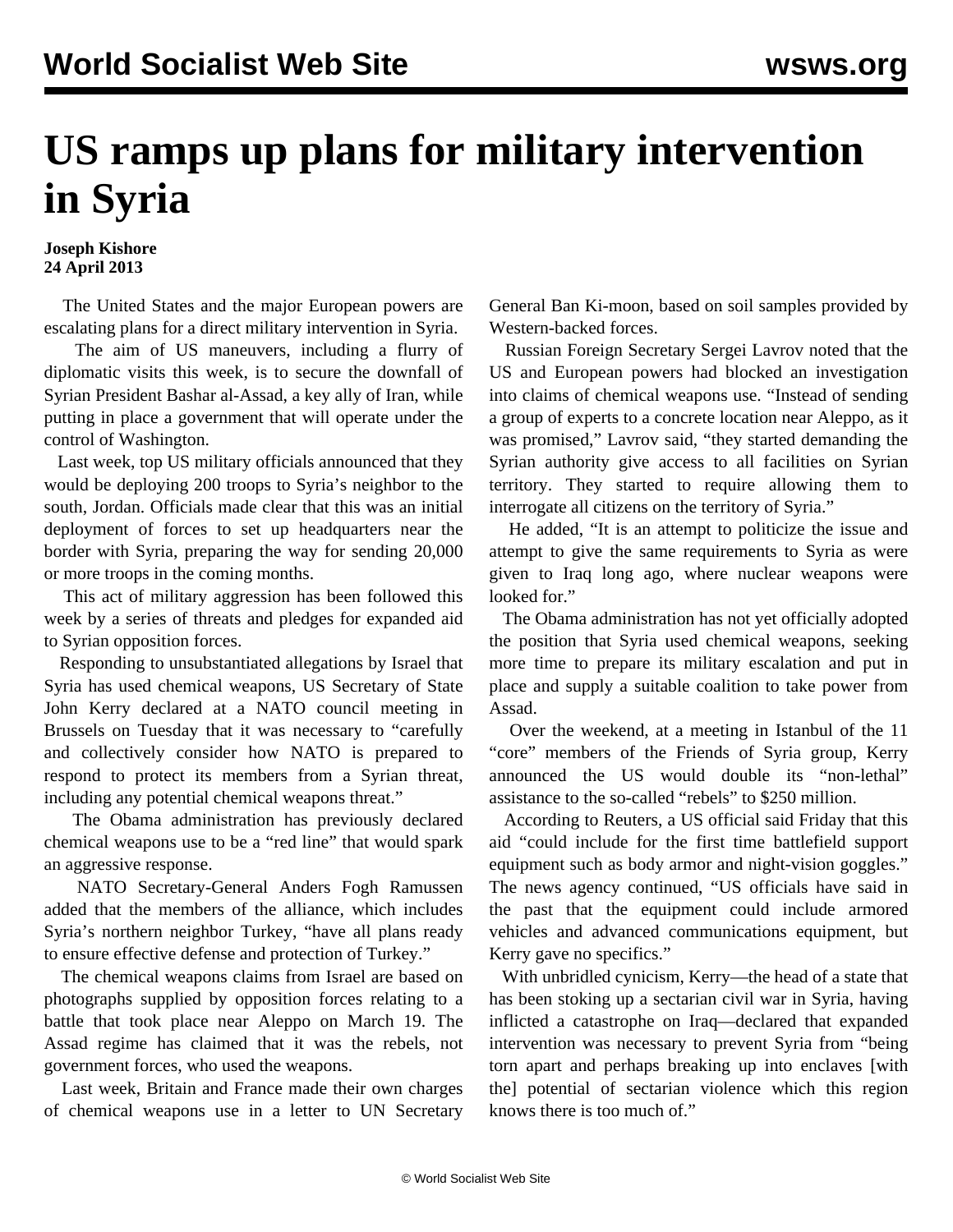# US ramps up plans for military intervention in Syria

**Joseph Kishore**
**24 April 2013**

The United States and the major European powers are escalating plans for a direct military intervention in Syria.

The aim of US maneuvers, including a flurry of diplomatic visits this week, is to secure the downfall of Syrian President Bashar al-Assad, a key ally of Iran, while putting in place a government that will operate under the control of Washington.

Last week, top US military officials announced that they would be deploying 200 troops to Syria's neighbor to the south, Jordan. Officials made clear that this was an initial deployment of forces to set up headquarters near the border with Syria, preparing the way for sending 20,000 or more troops in the coming months.

This act of military aggression has been followed this week by a series of threats and pledges for expanded aid to Syrian opposition forces.

Responding to unsubstantiated allegations by Israel that Syria has used chemical weapons, US Secretary of State John Kerry declared at a NATO council meeting in Brussels on Tuesday that it was necessary to "carefully and collectively consider how NATO is prepared to respond to protect its members from a Syrian threat, including any potential chemical weapons threat."

The Obama administration has previously declared chemical weapons use to be a "red line" that would spark an aggressive response.

NATO Secretary-General Anders Fogh Ramussen added that the members of the alliance, which includes Syria's northern neighbor Turkey, "have all plans ready to ensure effective defense and protection of Turkey."

The chemical weapons claims from Israel are based on photographs supplied by opposition forces relating to a battle that took place near Aleppo on March 19. The Assad regime has claimed that it was the rebels, not government forces, who used the weapons.

Last week, Britain and France made their own charges of chemical weapons use in a letter to UN Secretary General Ban Ki-moon, based on soil samples provided by Western-backed forces.

Russian Foreign Secretary Sergei Lavrov noted that the US and European powers had blocked an investigation into claims of chemical weapons use. "Instead of sending a group of experts to a concrete location near Aleppo, as it was promised," Lavrov said, "they started demanding the Syrian authority give access to all facilities on Syrian territory. They started to require allowing them to interrogate all citizens on the territory of Syria."

He added, "It is an attempt to politicize the issue and attempt to give the same requirements to Syria as were given to Iraq long ago, where nuclear weapons were looked for."

The Obama administration has not yet officially adopted the position that Syria used chemical weapons, seeking more time to prepare its military escalation and put in place and supply a suitable coalition to take power from Assad.

Over the weekend, at a meeting in Istanbul of the 11 "core" members of the Friends of Syria group, Kerry announced the US would double its "non-lethal" assistance to the so-called "rebels" to $250 million.

According to Reuters, a US official said Friday that this aid "could include for the first time battlefield support equipment such as body armor and night-vision goggles." The news agency continued, "US officials have said in the past that the equipment could include armored vehicles and advanced communications equipment, but Kerry gave no specifics."

With unbridled cynicism, Kerry—the head of a state that has been stoking up a sectarian civil war in Syria, having inflicted a catastrophe on Iraq—declared that expanded intervention was necessary to prevent Syria from "being torn apart and perhaps breaking up into enclaves [with the] potential of sectarian violence which this region knows there is too much of."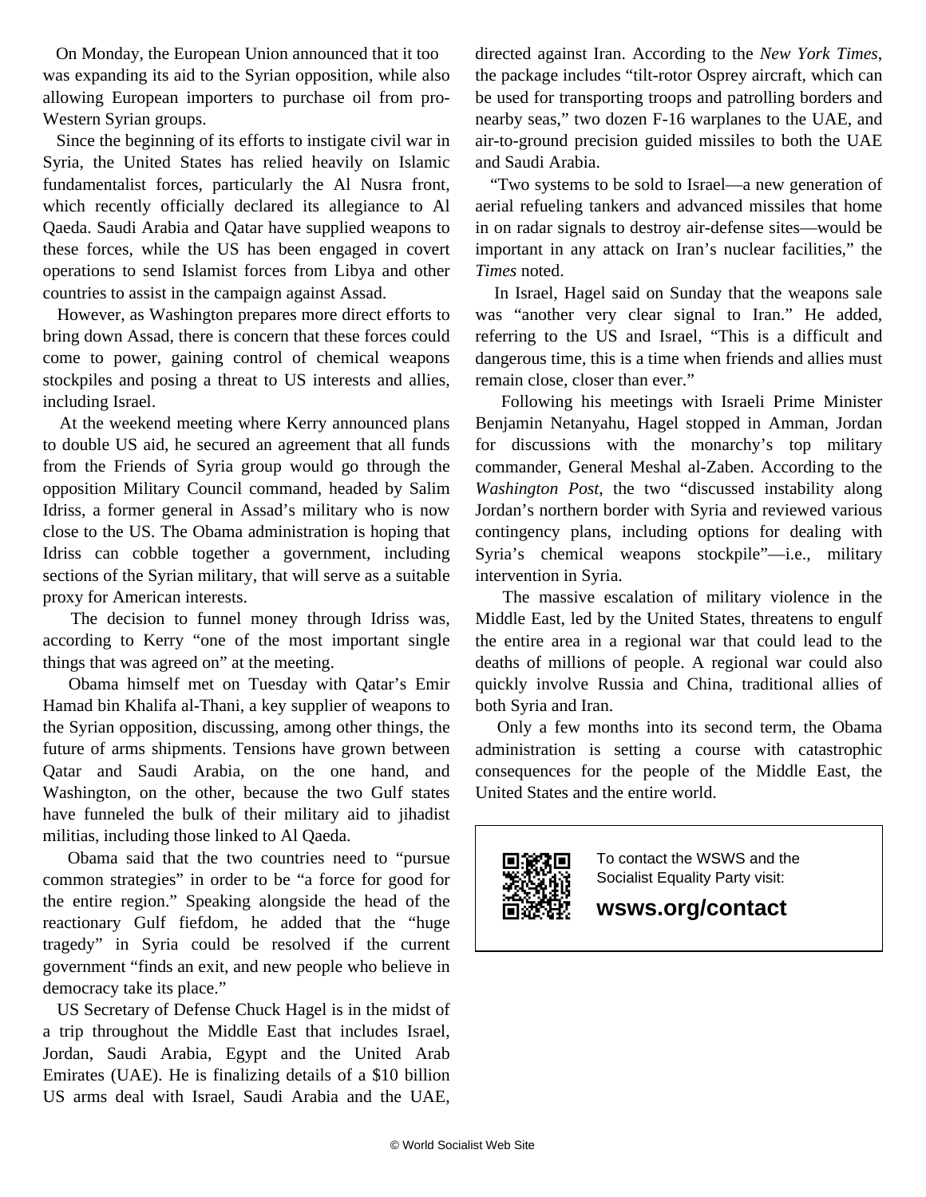On Monday, the European Union announced that it too was expanding its aid to the Syrian opposition, while also allowing European importers to purchase oil from pro-Western Syrian groups.

Since the beginning of its efforts to instigate civil war in Syria, the United States has relied heavily on Islamic fundamentalist forces, particularly the Al Nusra front, which recently officially declared its allegiance to Al Qaeda. Saudi Arabia and Qatar have supplied weapons to these forces, while the US has been engaged in covert operations to send Islamist forces from Libya and other countries to assist in the campaign against Assad.

However, as Washington prepares more direct efforts to bring down Assad, there is concern that these forces could come to power, gaining control of chemical weapons stockpiles and posing a threat to US interests and allies, including Israel.

At the weekend meeting where Kerry announced plans to double US aid, he secured an agreement that all funds from the Friends of Syria group would go through the opposition Military Council command, headed by Salim Idriss, a former general in Assad's military who is now close to the US. The Obama administration is hoping that Idriss can cobble together a government, including sections of the Syrian military, that will serve as a suitable proxy for American interests.

The decision to funnel money through Idriss was, according to Kerry "one of the most important single things that was agreed on" at the meeting.

Obama himself met on Tuesday with Qatar's Emir Hamad bin Khalifa al-Thani, a key supplier of weapons to the Syrian opposition, discussing, among other things, the future of arms shipments. Tensions have grown between Qatar and Saudi Arabia, on the one hand, and Washington, on the other, because the two Gulf states have funneled the bulk of their military aid to jihadist militias, including those linked to Al Qaeda.

Obama said that the two countries need to "pursue common strategies" in order to be "a force for good for the entire region." Speaking alongside the head of the reactionary Gulf fiefdom, he added that the "huge tragedy" in Syria could be resolved if the current government "finds an exit, and new people who believe in democracy take its place."

US Secretary of Defense Chuck Hagel is in the midst of a trip throughout the Middle East that includes Israel, Jordan, Saudi Arabia, Egypt and the United Arab Emirates (UAE). He is finalizing details of a $10 billion US arms deal with Israel, Saudi Arabia and the UAE, directed against Iran. According to the *New York Times*, the package includes "tilt-rotor Osprey aircraft, which can be used for transporting troops and patrolling borders and nearby seas," two dozen F-16 warplanes to the UAE, and air-to-ground precision guided missiles to both the UAE and Saudi Arabia.

"Two systems to be sold to Israel—a new generation of aerial refueling tankers and advanced missiles that home in on radar signals to destroy air-defense sites—would be important in any attack on Iran's nuclear facilities," the *Times* noted.

In Israel, Hagel said on Sunday that the weapons sale was "another very clear signal to Iran." He added, referring to the US and Israel, "This is a difficult and dangerous time, this is a time when friends and allies must remain close, closer than ever."

Following his meetings with Israeli Prime Minister Benjamin Netanyahu, Hagel stopped in Amman, Jordan for discussions with the monarchy's top military commander, General Meshal al-Zaben. According to the *Washington Post*, the two "discussed instability along Jordan's northern border with Syria and reviewed various contingency plans, including options for dealing with Syria's chemical weapons stockpile"—i.e., military intervention in Syria.

The massive escalation of military violence in the Middle East, led by the United States, threatens to engulf the entire area in a regional war that could lead to the deaths of millions of people. A regional war could also quickly involve Russia and China, traditional allies of both Syria and Iran.

Only a few months into its second term, the Obama administration is setting a course with catastrophic consequences for the people of the Middle East, the United States and the entire world.

To contact the WSWS and the Socialist Equality Party visit:

**wsws.org/contact**